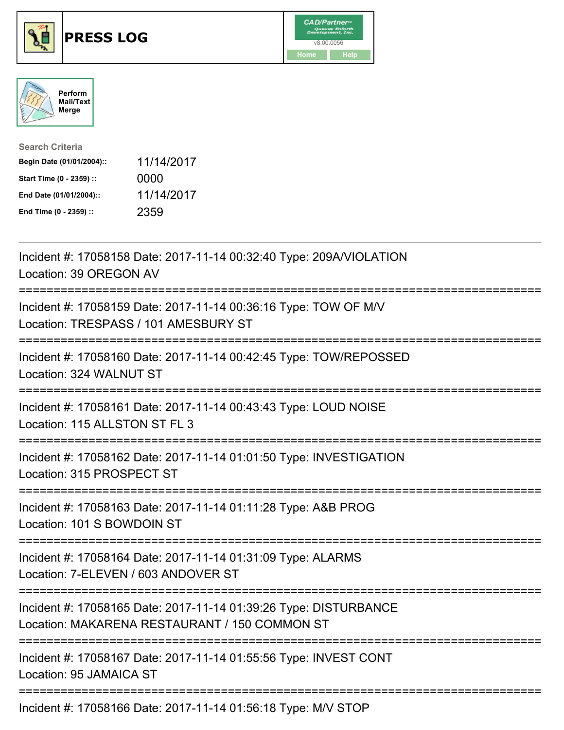# PRESS LOG

CAD/Partner
v8.00.0056
Home Help

Perform Mail/Text Merge

**Search Criteria**

| | |
|---|---|
| **Begin Date (01/01/2004)::** | 11/14/2017 |
| **Start Time (0 - 2359) ::** | 0000 |
| **End Date (01/01/2004)::** | 11/14/2017 |
| **End Time (0 - 2359) ::** | 2359 |

---

Incident #: 17058158 Date: 2017-11-14 00:32:40 Type: 209A/VIOLATION
Location: 39 OREGON AV

===========================================================================

Incident #: 17058159 Date: 2017-11-14 00:36:16 Type: TOW OF M/V
Location: TRESPASS / 101 AMESBURY ST

===========================================================================

Incident #: 17058160 Date: 2017-11-14 00:42:45 Type: TOW/REPOSSED
Location: 324 WALNUT ST

===========================================================================

Incident #: 17058161 Date: 2017-11-14 00:43:43 Type: LOUD NOISE
Location: 115 ALLSTON ST FL 3

===========================================================================

Incident #: 17058162 Date: 2017-11-14 01:01:50 Type: INVESTIGATION
Location: 315 PROSPECT ST

===========================================================================

Incident #: 17058163 Date: 2017-11-14 01:11:28 Type: A&B PROG
Location: 101 S BOWDOIN ST

===========================================================================

Incident #: 17058164 Date: 2017-11-14 01:31:09 Type: ALARMS
Location: 7-ELEVEN / 603 ANDOVER ST

===========================================================================

Incident #: 17058165 Date: 2017-11-14 01:39:26 Type: DISTURBANCE
Location: MAKARENA RESTAURANT / 150 COMMON ST

===========================================================================

Incident #: 17058167 Date: 2017-11-14 01:55:56 Type: INVEST CONT
Location: 95 JAMAICA ST

===========================================================================

Incident #: 17058166 Date: 2017-11-14 01:56:18 Type: M/V STOP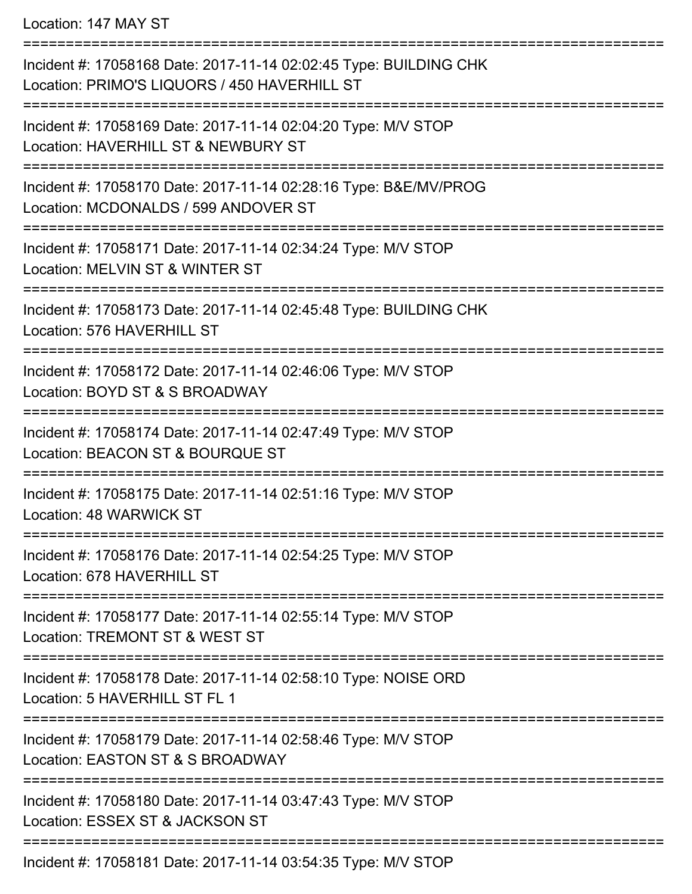Location: 147 MAY ST

===========================================================================

Incident #: 17058168 Date: 2017-11-14 02:02:45 Type: BUILDING CHK
Location: PRIMO'S LIQUORS / 450 HAVERHILL ST

===========================================================================

Incident #: 17058169 Date: 2017-11-14 02:04:20 Type: M/V STOP
Location: HAVERHILL ST & NEWBURY ST

===========================================================================

Incident #: 17058170 Date: 2017-11-14 02:28:16 Type: B&E/MV/PROG
Location: MCDONALDS / 599 ANDOVER ST

===========================================================================

Incident #: 17058171 Date: 2017-11-14 02:34:24 Type: M/V STOP
Location: MELVIN ST & WINTER ST

===========================================================================

Incident #: 17058173 Date: 2017-11-14 02:45:48 Type: BUILDING CHK
Location: 576 HAVERHILL ST

===========================================================================

Incident #: 17058172 Date: 2017-11-14 02:46:06 Type: M/V STOP
Location: BOYD ST & S BROADWAY

===========================================================================

Incident #: 17058174 Date: 2017-11-14 02:47:49 Type: M/V STOP
Location: BEACON ST & BOURQUE ST

===========================================================================

Incident #: 17058175 Date: 2017-11-14 02:51:16 Type: M/V STOP
Location: 48 WARWICK ST

===========================================================================

Incident #: 17058176 Date: 2017-11-14 02:54:25 Type: M/V STOP
Location: 678 HAVERHILL ST

===========================================================================

Incident #: 17058177 Date: 2017-11-14 02:55:14 Type: M/V STOP
Location: TREMONT ST & WEST ST

===========================================================================

Incident #: 17058178 Date: 2017-11-14 02:58:10 Type: NOISE ORD
Location: 5 HAVERHILL ST FL 1

===========================================================================

Incident #: 17058179 Date: 2017-11-14 02:58:46 Type: M/V STOP
Location: EASTON ST & S BROADWAY

===========================================================================

Incident #: 17058180 Date: 2017-11-14 03:47:43 Type: M/V STOP
Location: ESSEX ST & JACKSON ST

===========================================================================

Incident #: 17058181 Date: 2017-11-14 03:54:35 Type: M/V STOP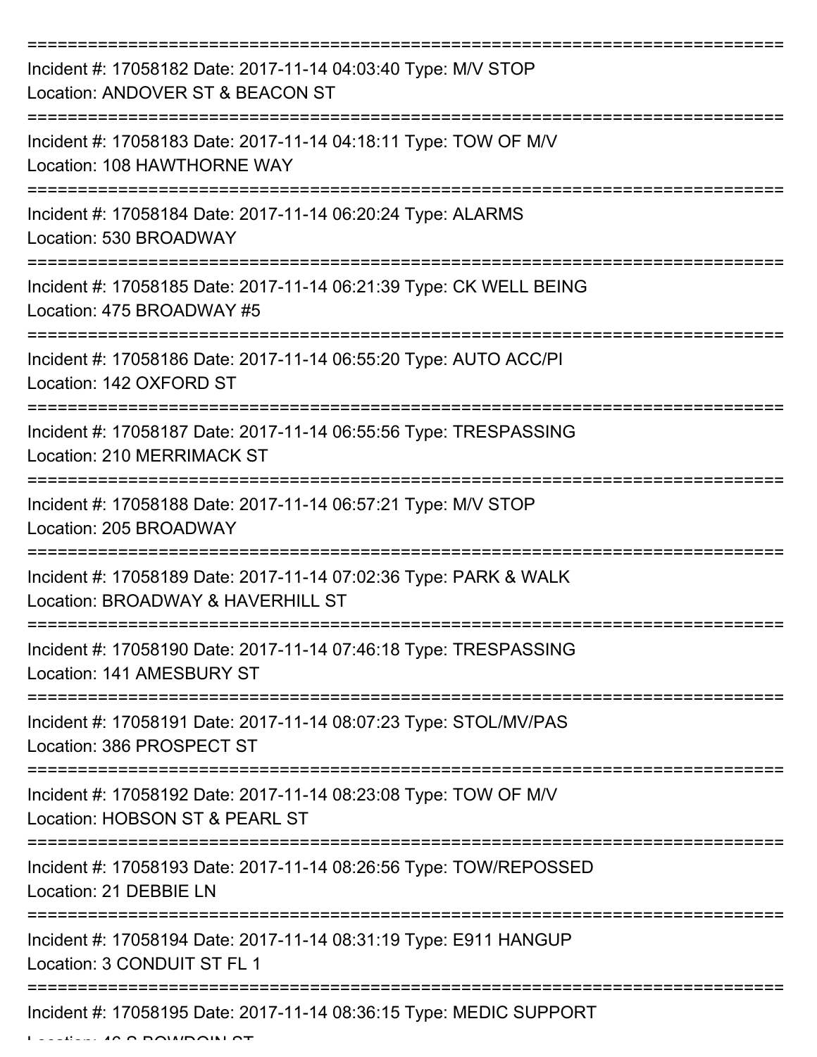==============================================================================

Incident #: 17058182 Date: 2017-11-14 04:03:40 Type: M/V STOP
Location: ANDOVER ST & BEACON ST

==============================================================================

Incident #: 17058183 Date: 2017-11-14 04:18:11 Type: TOW OF M/V
Location: 108 HAWTHORNE WAY

==============================================================================

Incident #: 17058184 Date: 2017-11-14 06:20:24 Type: ALARMS
Location: 530 BROADWAY

==============================================================================

Incident #: 17058185 Date: 2017-11-14 06:21:39 Type: CK WELL BEING
Location: 475 BROADWAY #5

==============================================================================

Incident #: 17058186 Date: 2017-11-14 06:55:20 Type: AUTO ACC/PI
Location: 142 OXFORD ST

==============================================================================

Incident #: 17058187 Date: 2017-11-14 06:55:56 Type: TRESPASSING
Location: 210 MERRIMACK ST

==============================================================================

Incident #: 17058188 Date: 2017-11-14 06:57:21 Type: M/V STOP
Location: 205 BROADWAY

==============================================================================

Incident #: 17058189 Date: 2017-11-14 07:02:36 Type: PARK & WALK
Location: BROADWAY & HAVERHILL ST

==============================================================================

Incident #: 17058190 Date: 2017-11-14 07:46:18 Type: TRESPASSING
Location: 141 AMESBURY ST

==============================================================================

Incident #: 17058191 Date: 2017-11-14 08:07:23 Type: STOL/MV/PAS
Location: 386 PROSPECT ST

==============================================================================

Incident #: 17058192 Date: 2017-11-14 08:23:08 Type: TOW OF M/V
Location: HOBSON ST & PEARL ST

==============================================================================

Incident #: 17058193 Date: 2017-11-14 08:26:56 Type: TOW/REPOSSED
Location: 21 DEBBIE LN

==============================================================================

Incident #: 17058194 Date: 2017-11-14 08:31:19 Type: E911 HANGUP
Location: 3 CONDUIT ST FL 1

==============================================================================

Incident #: 17058195 Date: 2017-11-14 08:36:15 Type: MEDIC SUPPORT
Location: 46 S BOWDOIN ST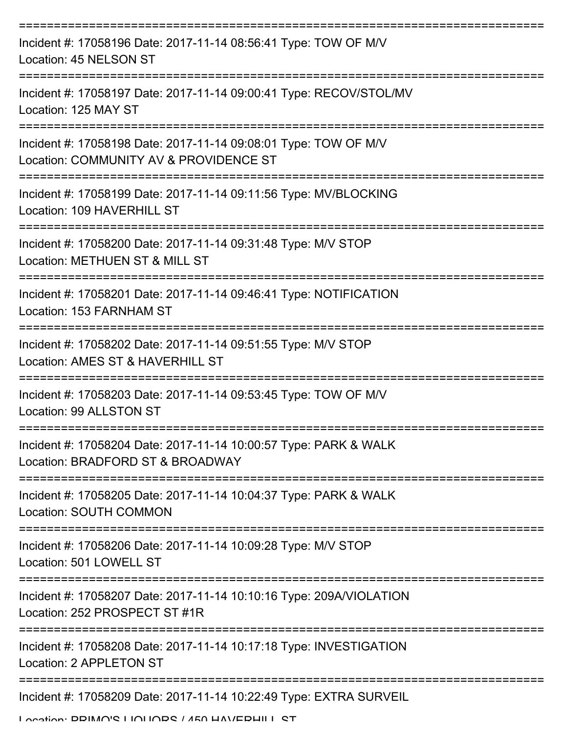===========================================================================

Incident #: 17058196 Date: 2017-11-14 08:56:41 Type: TOW OF M/V

Location: 45 NELSON ST

===========================================================================

Incident #: 17058197 Date: 2017-11-14 09:00:41 Type: RECOV/STOL/MV

Location: 125 MAY ST

===========================================================================

Incident #: 17058198 Date: 2017-11-14 09:08:01 Type: TOW OF M/V

Location: COMMUNITY AV & PROVIDENCE ST

===========================================================================

Incident #: 17058199 Date: 2017-11-14 09:11:56 Type: MV/BLOCKING

Location: 109 HAVERHILL ST

===========================================================================

Incident #: 17058200 Date: 2017-11-14 09:31:48 Type: M/V STOP

Location: METHUEN ST & MILL ST

===========================================================================

Incident #: 17058201 Date: 2017-11-14 09:46:41 Type: NOTIFICATION

Location: 153 FARNHAM ST

===========================================================================

Incident #: 17058202 Date: 2017-11-14 09:51:55 Type: M/V STOP

Location: AMES ST & HAVERHILL ST

===========================================================================

Incident #: 17058203 Date: 2017-11-14 09:53:45 Type: TOW OF M/V

Location: 99 ALLSTON ST

===========================================================================

Incident #: 17058204 Date: 2017-11-14 10:00:57 Type: PARK & WALK

Location: BRADFORD ST & BROADWAY

===========================================================================

Incident #: 17058205 Date: 2017-11-14 10:04:37 Type: PARK & WALK

Location: SOUTH COMMON

===========================================================================

Incident #: 17058206 Date: 2017-11-14 10:09:28 Type: M/V STOP

Location: 501 LOWELL ST

===========================================================================

Incident #: 17058207 Date: 2017-11-14 10:10:16 Type: 209A/VIOLATION

Location: 252 PROSPECT ST #1R

===========================================================================

Incident #: 17058208 Date: 2017-11-14 10:17:18 Type: INVESTIGATION

Location: 2 APPLETON ST

===========================================================================

Incident #: 17058209 Date: 2017-11-14 10:22:49 Type: EXTRA SURVEIL

Location: PRIMO'S LIQUORS / 450 HAVERHILL ST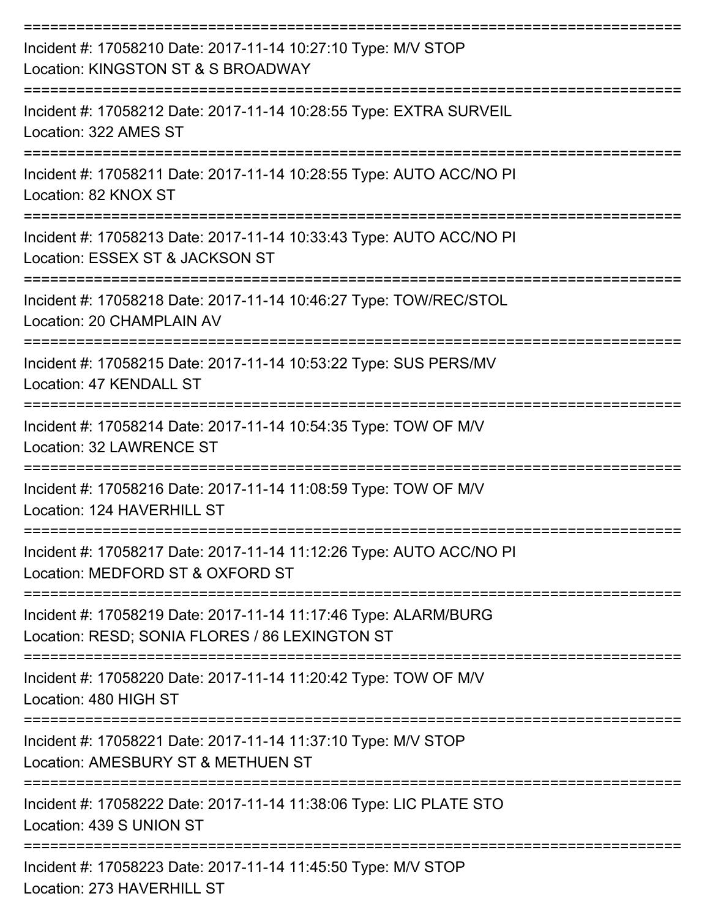===========================================================================

Incident #: 17058210 Date: 2017-11-14 10:27:10 Type: M/V STOP
Location: KINGSTON ST & S BROADWAY

===========================================================================

Incident #: 17058212 Date: 2017-11-14 10:28:55 Type: EXTRA SURVEIL
Location: 322 AMES ST

===========================================================================

Incident #: 17058211 Date: 2017-11-14 10:28:55 Type: AUTO ACC/NO PI
Location: 82 KNOX ST

===========================================================================

Incident #: 17058213 Date: 2017-11-14 10:33:43 Type: AUTO ACC/NO PI
Location: ESSEX ST & JACKSON ST

===========================================================================

Incident #: 17058218 Date: 2017-11-14 10:46:27 Type: TOW/REC/STOL
Location: 20 CHAMPLAIN AV

===========================================================================

Incident #: 17058215 Date: 2017-11-14 10:53:22 Type: SUS PERS/MV
Location: 47 KENDALL ST

===========================================================================

Incident #: 17058214 Date: 2017-11-14 10:54:35 Type: TOW OF M/V
Location: 32 LAWRENCE ST

===========================================================================

Incident #: 17058216 Date: 2017-11-14 11:08:59 Type: TOW OF M/V
Location: 124 HAVERHILL ST

===========================================================================

Incident #: 17058217 Date: 2017-11-14 11:12:26 Type: AUTO ACC/NO PI
Location: MEDFORD ST & OXFORD ST

===========================================================================

Incident #: 17058219 Date: 2017-11-14 11:17:46 Type: ALARM/BURG
Location: RESD; SONIA FLORES / 86 LEXINGTON ST

===========================================================================

Incident #: 17058220 Date: 2017-11-14 11:20:42 Type: TOW OF M/V
Location: 480 HIGH ST

===========================================================================

Incident #: 17058221 Date: 2017-11-14 11:37:10 Type: M/V STOP
Location: AMESBURY ST & METHUEN ST

===========================================================================

Incident #: 17058222 Date: 2017-11-14 11:38:06 Type: LIC PLATE STO
Location: 439 S UNION ST

===========================================================================

Incident #: 17058223 Date: 2017-11-14 11:45:50 Type: M/V STOP
Location: 273 HAVERHILL ST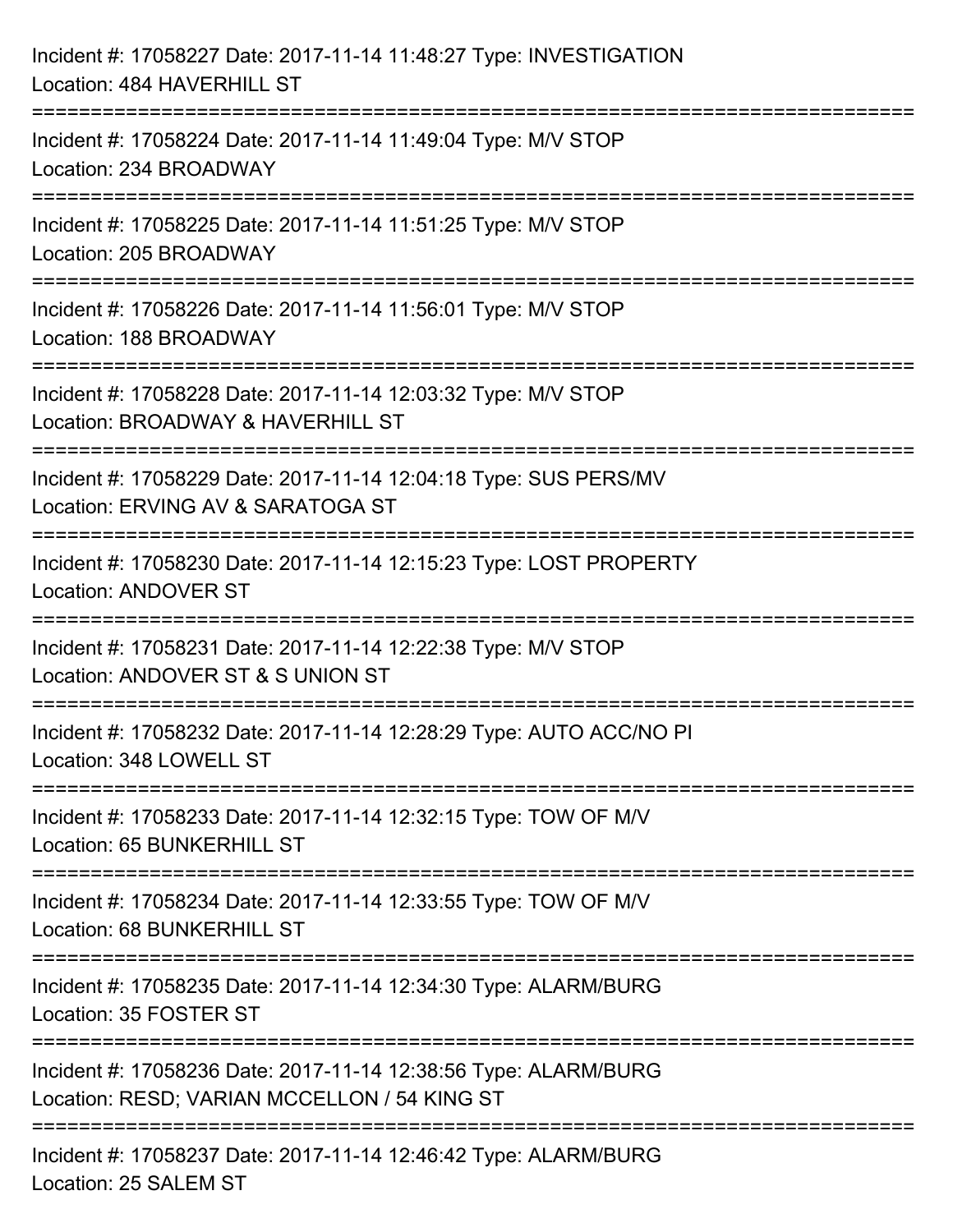Incident #: 17058227 Date: 2017-11-14 11:48:27 Type: INVESTIGATION
Location: 484 HAVERHILL ST

===========================================================================

Incident #: 17058224 Date: 2017-11-14 11:49:04 Type: M/V STOP
Location: 234 BROADWAY

===========================================================================

Incident #: 17058225 Date: 2017-11-14 11:51:25 Type: M/V STOP
Location: 205 BROADWAY

===========================================================================

Incident #: 17058226 Date: 2017-11-14 11:56:01 Type: M/V STOP
Location: 188 BROADWAY

===========================================================================

Incident #: 17058228 Date: 2017-11-14 12:03:32 Type: M/V STOP
Location: BROADWAY & HAVERHILL ST

===========================================================================

Incident #: 17058229 Date: 2017-11-14 12:04:18 Type: SUS PERS/MV
Location: ERVING AV & SARATOGA ST

===========================================================================

Incident #: 17058230 Date: 2017-11-14 12:15:23 Type: LOST PROPERTY
Location: ANDOVER ST

===========================================================================

Incident #: 17058231 Date: 2017-11-14 12:22:38 Type: M/V STOP
Location: ANDOVER ST & S UNION ST

===========================================================================

Incident #: 17058232 Date: 2017-11-14 12:28:29 Type: AUTO ACC/NO PI
Location: 348 LOWELL ST

===========================================================================

Incident #: 17058233 Date: 2017-11-14 12:32:15 Type: TOW OF M/V
Location: 65 BUNKERHILL ST

===========================================================================

Incident #: 17058234 Date: 2017-11-14 12:33:55 Type: TOW OF M/V
Location: 68 BUNKERHILL ST

===========================================================================

Incident #: 17058235 Date: 2017-11-14 12:34:30 Type: ALARM/BURG
Location: 35 FOSTER ST

===========================================================================

Incident #: 17058236 Date: 2017-11-14 12:38:56 Type: ALARM/BURG
Location: RESD; VARIAN MCCELLON / 54 KING ST

===========================================================================

Incident #: 17058237 Date: 2017-11-14 12:46:42 Type: ALARM/BURG
Location: 25 SALEM ST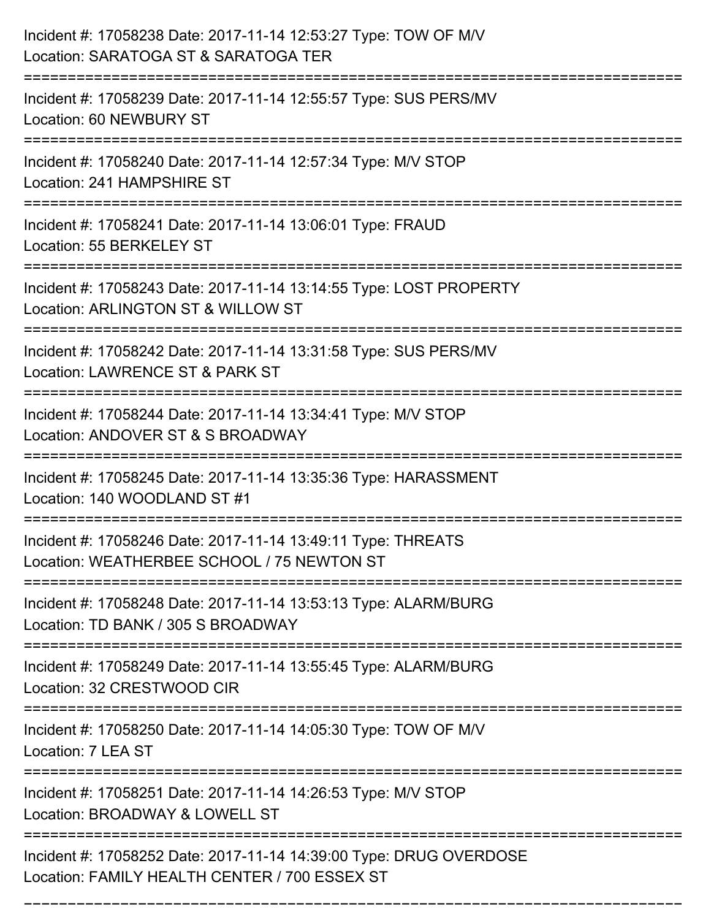Incident #: 17058238 Date: 2017-11-14 12:53:27 Type: TOW OF M/V
Location: SARATOGA ST & SARATOGA TER

===========================================================================

Incident #: 17058239 Date: 2017-11-14 12:55:57 Type: SUS PERS/MV
Location: 60 NEWBURY ST

===========================================================================

Incident #: 17058240 Date: 2017-11-14 12:57:34 Type: M/V STOP
Location: 241 HAMPSHIRE ST

===========================================================================

Incident #: 17058241 Date: 2017-11-14 13:06:01 Type: FRAUD
Location: 55 BERKELEY ST

===========================================================================

Incident #: 17058243 Date: 2017-11-14 13:14:55 Type: LOST PROPERTY
Location: ARLINGTON ST & WILLOW ST

===========================================================================

Incident #: 17058242 Date: 2017-11-14 13:31:58 Type: SUS PERS/MV
Location: LAWRENCE ST & PARK ST

===========================================================================

Incident #: 17058244 Date: 2017-11-14 13:34:41 Type: M/V STOP
Location: ANDOVER ST & S BROADWAY

===========================================================================

Incident #: 17058245 Date: 2017-11-14 13:35:36 Type: HARASSMENT
Location: 140 WOODLAND ST #1

===========================================================================

Incident #: 17058246 Date: 2017-11-14 13:49:11 Type: THREATS
Location: WEATHERBEE SCHOOL / 75 NEWTON ST

===========================================================================

Incident #: 17058248 Date: 2017-11-14 13:53:13 Type: ALARM/BURG
Location: TD BANK / 305 S BROADWAY

===========================================================================

Incident #: 17058249 Date: 2017-11-14 13:55:45 Type: ALARM/BURG
Location: 32 CRESTWOOD CIR

===========================================================================

Incident #: 17058250 Date: 2017-11-14 14:05:30 Type: TOW OF M/V
Location: 7 LEA ST

===========================================================================

Incident #: 17058251 Date: 2017-11-14 14:26:53 Type: M/V STOP
Location: BROADWAY & LOWELL ST

===========================================================================

Incident #: 17058252 Date: 2017-11-14 14:39:00 Type: DRUG OVERDOSE
Location: FAMILY HEALTH CENTER / 700 ESSEX ST

===========================================================================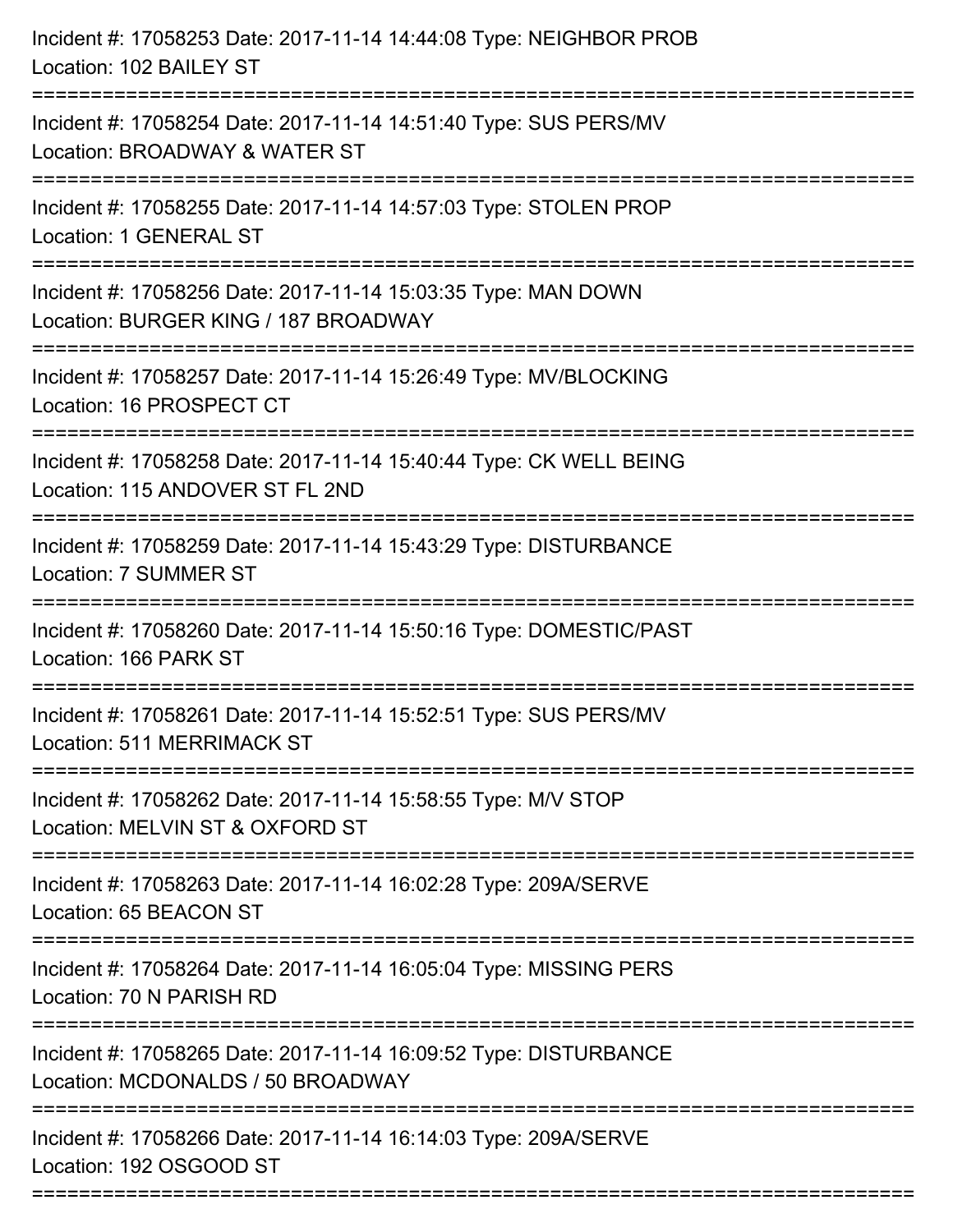Incident #: 17058253 Date: 2017-11-14 14:44:08 Type: NEIGHBOR PROB
Location: 102 BAILEY ST

===========================================================================

Incident #: 17058254 Date: 2017-11-14 14:51:40 Type: SUS PERS/MV
Location: BROADWAY & WATER ST

===========================================================================

Incident #: 17058255 Date: 2017-11-14 14:57:03 Type: STOLEN PROP
Location: 1 GENERAL ST

===========================================================================

Incident #: 17058256 Date: 2017-11-14 15:03:35 Type: MAN DOWN
Location: BURGER KING / 187 BROADWAY

===========================================================================

Incident #: 17058257 Date: 2017-11-14 15:26:49 Type: MV/BLOCKING
Location: 16 PROSPECT CT

===========================================================================

Incident #: 17058258 Date: 2017-11-14 15:40:44 Type: CK WELL BEING
Location: 115 ANDOVER ST FL 2ND

===========================================================================

Incident #: 17058259 Date: 2017-11-14 15:43:29 Type: DISTURBANCE
Location: 7 SUMMER ST

===========================================================================

Incident #: 17058260 Date: 2017-11-14 15:50:16 Type: DOMESTIC/PAST
Location: 166 PARK ST

===========================================================================

Incident #: 17058261 Date: 2017-11-14 15:52:51 Type: SUS PERS/MV
Location: 511 MERRIMACK ST

===========================================================================

Incident #: 17058262 Date: 2017-11-14 15:58:55 Type: M/V STOP
Location: MELVIN ST & OXFORD ST

===========================================================================

Incident #: 17058263 Date: 2017-11-14 16:02:28 Type: 209A/SERVE
Location: 65 BEACON ST

===========================================================================

Incident #: 17058264 Date: 2017-11-14 16:05:04 Type: MISSING PERS
Location: 70 N PARISH RD

===========================================================================

Incident #: 17058265 Date: 2017-11-14 16:09:52 Type: DISTURBANCE
Location: MCDONALDS / 50 BROADWAY

===========================================================================

Incident #: 17058266 Date: 2017-11-14 16:14:03 Type: 209A/SERVE
Location: 192 OSGOOD ST

===========================================================================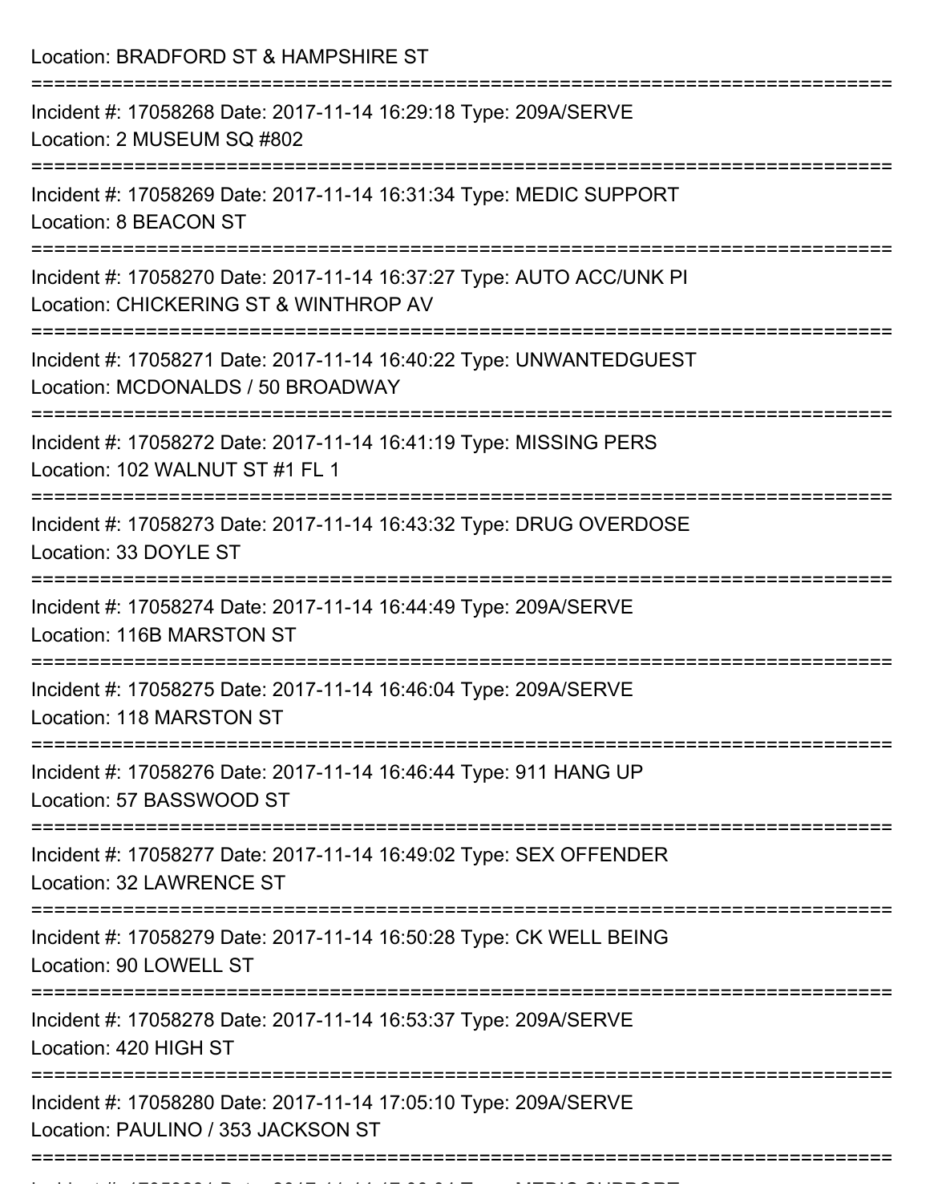Location: BRADFORD ST & HAMPSHIRE ST

===========================================================================

Incident #: 17058268 Date: 2017-11-14 16:29:18 Type: 209A/SERVE
Location: 2 MUSEUM SQ #802

===========================================================================

Incident #: 17058269 Date: 2017-11-14 16:31:34 Type: MEDIC SUPPORT
Location: 8 BEACON ST

===========================================================================

Incident #: 17058270 Date: 2017-11-14 16:37:27 Type: AUTO ACC/UNK PI
Location: CHICKERING ST & WINTHROP AV

===========================================================================

Incident #: 17058271 Date: 2017-11-14 16:40:22 Type: UNWANTEDGUEST
Location: MCDONALDS / 50 BROADWAY

===========================================================================

Incident #: 17058272 Date: 2017-11-14 16:41:19 Type: MISSING PERS
Location: 102 WALNUT ST #1 FL 1

===========================================================================

Incident #: 17058273 Date: 2017-11-14 16:43:32 Type: DRUG OVERDOSE
Location: 33 DOYLE ST

===========================================================================

Incident #: 17058274 Date: 2017-11-14 16:44:49 Type: 209A/SERVE
Location: 116B MARSTON ST

===========================================================================

Incident #: 17058275 Date: 2017-11-14 16:46:04 Type: 209A/SERVE
Location: 118 MARSTON ST

===========================================================================

Incident #: 17058276 Date: 2017-11-14 16:46:44 Type: 911 HANG UP
Location: 57 BASSWOOD ST

===========================================================================

Incident #: 17058277 Date: 2017-11-14 16:49:02 Type: SEX OFFENDER
Location: 32 LAWRENCE ST

===========================================================================

Incident #: 17058279 Date: 2017-11-14 16:50:28 Type: CK WELL BEING
Location: 90 LOWELL ST

===========================================================================

Incident #: 17058278 Date: 2017-11-14 16:53:37 Type: 209A/SERVE
Location: 420 HIGH ST

===========================================================================

Incident #: 17058280 Date: 2017-11-14 17:05:10 Type: 209A/SERVE
Location: PAULINO / 353 JACKSON ST

===========================================================================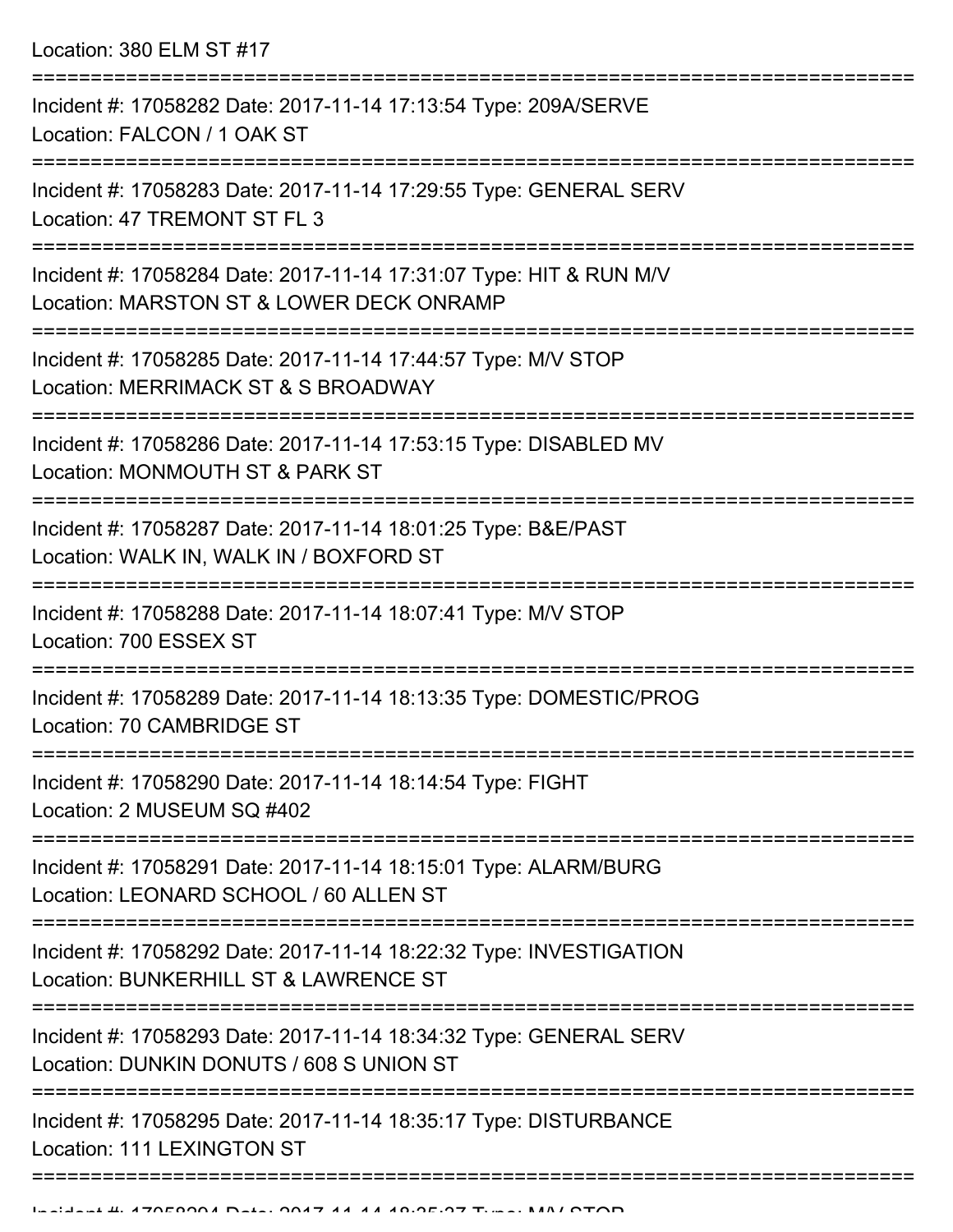Location: 380 ELM ST #17

===========================================================================

Incident #: 17058282 Date: 2017-11-14 17:13:54 Type: 209A/SERVE
Location: FALCON / 1 OAK ST

===========================================================================

Incident #: 17058283 Date: 2017-11-14 17:29:55 Type: GENERAL SERV
Location: 47 TREMONT ST FL 3

===========================================================================

Incident #: 17058284 Date: 2017-11-14 17:31:07 Type: HIT & RUN M/V
Location: MARSTON ST & LOWER DECK ONRAMP

===========================================================================

Incident #: 17058285 Date: 2017-11-14 17:44:57 Type: M/V STOP
Location: MERRIMACK ST & S BROADWAY

===========================================================================

Incident #: 17058286 Date: 2017-11-14 17:53:15 Type: DISABLED MV
Location: MONMOUTH ST & PARK ST

===========================================================================

Incident #: 17058287 Date: 2017-11-14 18:01:25 Type: B&E/PAST
Location: WALK IN, WALK IN / BOXFORD ST

===========================================================================

Incident #: 17058288 Date: 2017-11-14 18:07:41 Type: M/V STOP
Location: 700 ESSEX ST

===========================================================================

Incident #: 17058289 Date: 2017-11-14 18:13:35 Type: DOMESTIC/PROG
Location: 70 CAMBRIDGE ST

===========================================================================

Incident #: 17058290 Date: 2017-11-14 18:14:54 Type: FIGHT
Location: 2 MUSEUM SQ #402

===========================================================================

Incident #: 17058291 Date: 2017-11-14 18:15:01 Type: ALARM/BURG
Location: LEONARD SCHOOL / 60 ALLEN ST

===========================================================================

Incident #: 17058292 Date: 2017-11-14 18:22:32 Type: INVESTIGATION
Location: BUNKERHILL ST & LAWRENCE ST

===========================================================================

Incident #: 17058293 Date: 2017-11-14 18:34:32 Type: GENERAL SERV
Location: DUNKIN DONUTS / 608 S UNION ST

===========================================================================

Incident #: 17058295 Date: 2017-11-14 18:35:17 Type: DISTURBANCE
Location: 111 LEXINGTON ST

===========================================================================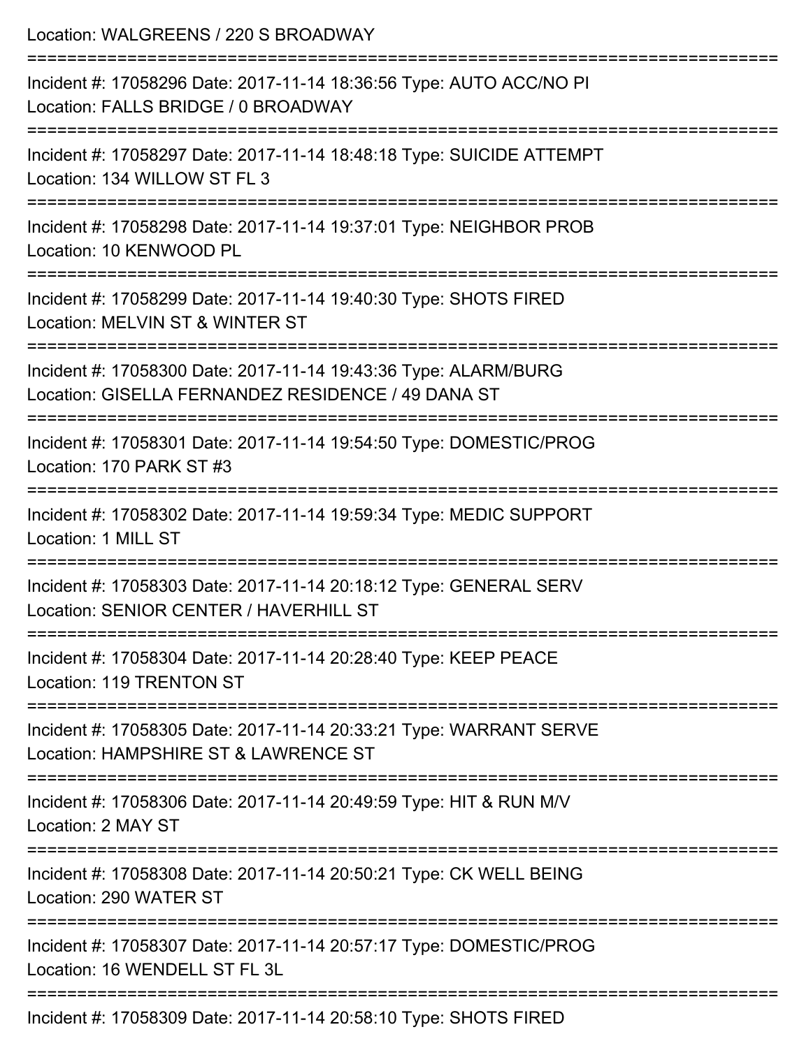Location: WALGREENS / 220 S BROADWAY

===========================================================================

Incident #: 17058296 Date: 2017-11-14 18:36:56 Type: AUTO ACC/NO PI
Location: FALLS BRIDGE / 0 BROADWAY

===========================================================================

Incident #: 17058297 Date: 2017-11-14 18:48:18 Type: SUICIDE ATTEMPT
Location: 134 WILLOW ST FL 3

===========================================================================

Incident #: 17058298 Date: 2017-11-14 19:37:01 Type: NEIGHBOR PROB
Location: 10 KENWOOD PL

===========================================================================

Incident #: 17058299 Date: 2017-11-14 19:40:30 Type: SHOTS FIRED
Location: MELVIN ST & WINTER ST

===========================================================================

Incident #: 17058300 Date: 2017-11-14 19:43:36 Type: ALARM/BURG
Location: GISELLA FERNANDEZ RESIDENCE / 49 DANA ST

===========================================================================

Incident #: 17058301 Date: 2017-11-14 19:54:50 Type: DOMESTIC/PROG
Location: 170 PARK ST #3

===========================================================================

Incident #: 17058302 Date: 2017-11-14 19:59:34 Type: MEDIC SUPPORT
Location: 1 MILL ST

===========================================================================

Incident #: 17058303 Date: 2017-11-14 20:18:12 Type: GENERAL SERV
Location: SENIOR CENTER / HAVERHILL ST

===========================================================================

Incident #: 17058304 Date: 2017-11-14 20:28:40 Type: KEEP PEACE
Location: 119 TRENTON ST

===========================================================================

Incident #: 17058305 Date: 2017-11-14 20:33:21 Type: WARRANT SERVE
Location: HAMPSHIRE ST & LAWRENCE ST

===========================================================================

Incident #: 17058306 Date: 2017-11-14 20:49:59 Type: HIT & RUN M/V
Location: 2 MAY ST

===========================================================================

Incident #: 17058308 Date: 2017-11-14 20:50:21 Type: CK WELL BEING
Location: 290 WATER ST

===========================================================================

Incident #: 17058307 Date: 2017-11-14 20:57:17 Type: DOMESTIC/PROG
Location: 16 WENDELL ST FL 3L

===========================================================================

Incident #: 17058309 Date: 2017-11-14 20:58:10 Type: SHOTS FIRED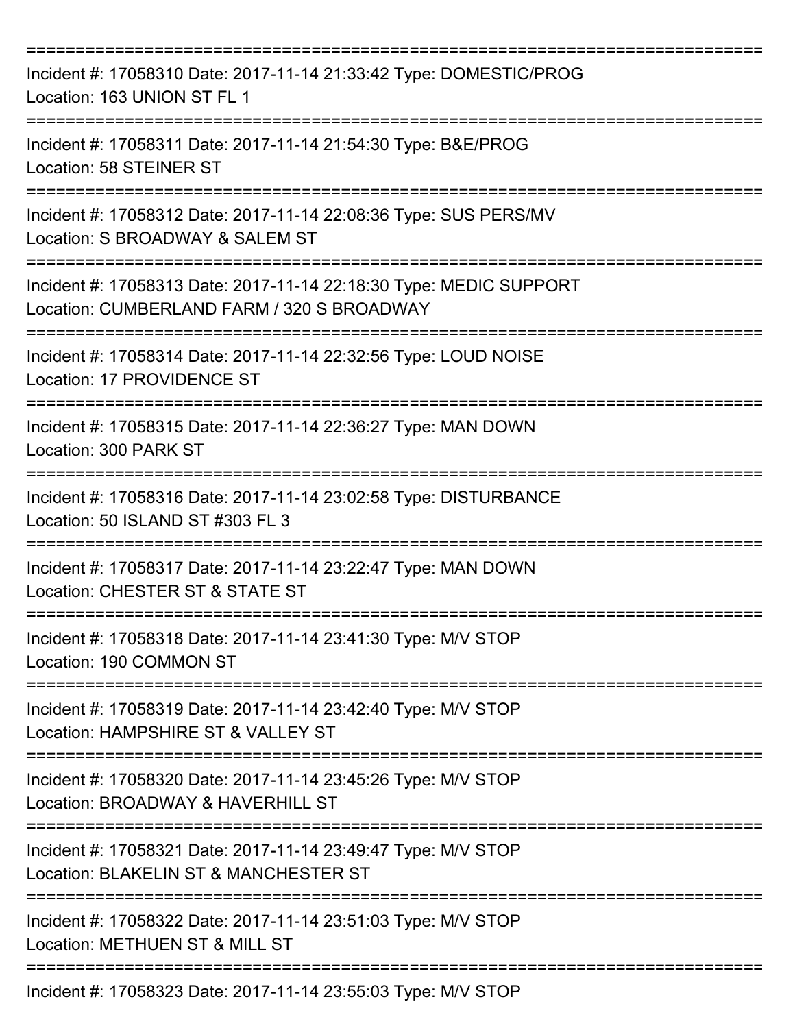Incident #: 17058310 Date: 2017-11-14 21:33:42 Type: DOMESTIC/PROG
Location: 163 UNION ST FL 1

Incident #: 17058311 Date: 2017-11-14 21:54:30 Type: B&E/PROG
Location: 58 STEINER ST

Incident #: 17058312 Date: 2017-11-14 22:08:36 Type: SUS PERS/MV
Location: S BROADWAY & SALEM ST

Incident #: 17058313 Date: 2017-11-14 22:18:30 Type: MEDIC SUPPORT
Location: CUMBERLAND FARM / 320 S BROADWAY

Incident #: 17058314 Date: 2017-11-14 22:32:56 Type: LOUD NOISE
Location: 17 PROVIDENCE ST

Incident #: 17058315 Date: 2017-11-14 22:36:27 Type: MAN DOWN
Location: 300 PARK ST

Incident #: 17058316 Date: 2017-11-14 23:02:58 Type: DISTURBANCE
Location: 50 ISLAND ST #303 FL 3

Incident #: 17058317 Date: 2017-11-14 23:22:47 Type: MAN DOWN
Location: CHESTER ST & STATE ST

Incident #: 17058318 Date: 2017-11-14 23:41:30 Type: M/V STOP
Location: 190 COMMON ST

Incident #: 17058319 Date: 2017-11-14 23:42:40 Type: M/V STOP
Location: HAMPSHIRE ST & VALLEY ST

Incident #: 17058320 Date: 2017-11-14 23:45:26 Type: M/V STOP
Location: BROADWAY & HAVERHILL ST

Incident #: 17058321 Date: 2017-11-14 23:49:47 Type: M/V STOP
Location: BLAKELIN ST & MANCHESTER ST

Incident #: 17058322 Date: 2017-11-14 23:51:03 Type: M/V STOP
Location: METHUEN ST & MILL ST

Incident #: 17058323 Date: 2017-11-14 23:55:03 Type: M/V STOP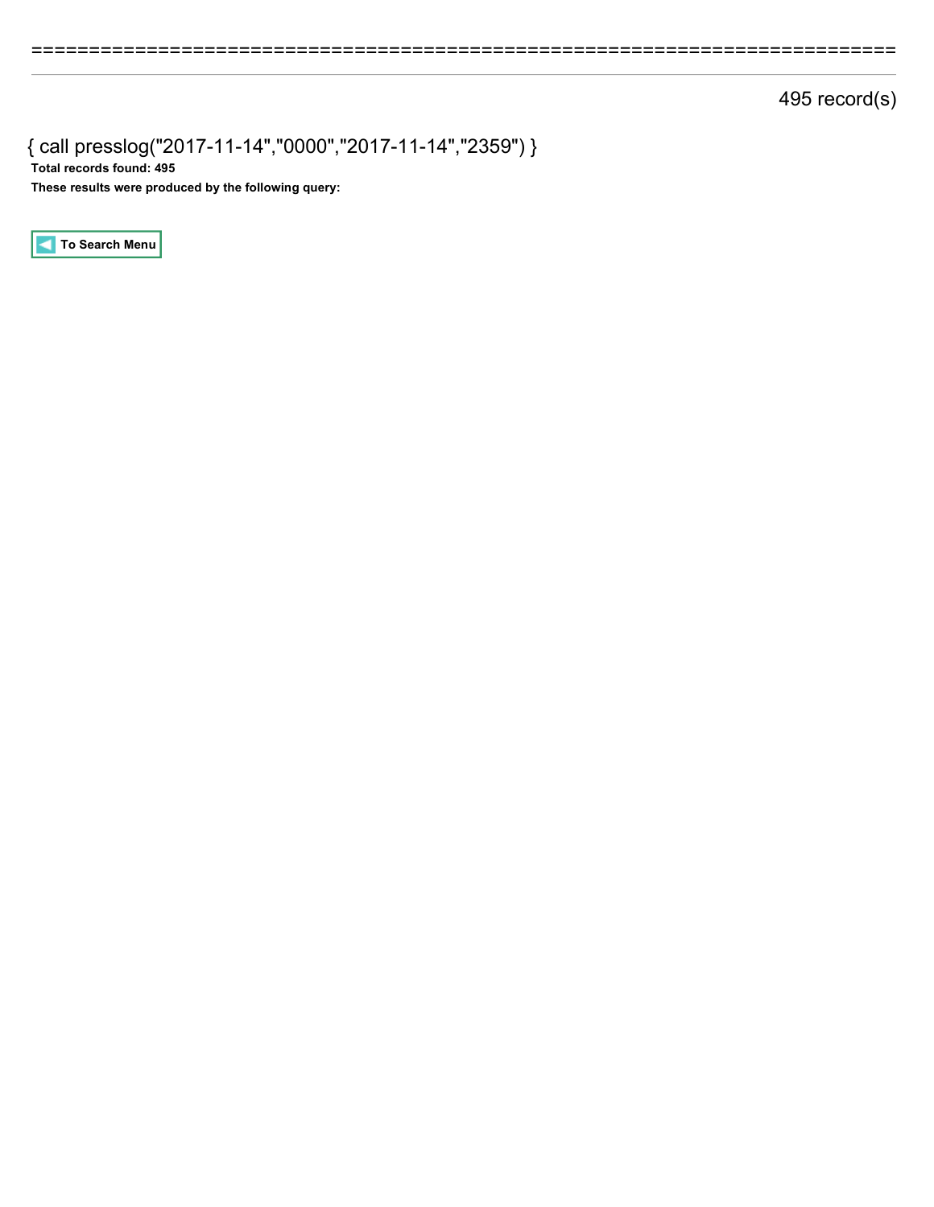==========================================================================

495 record(s)

{ call presslog("2017-11-14","0000","2017-11-14","2359") }

**Total records found: 495**

**These results were produced by the following query:**

**To Search Menu**